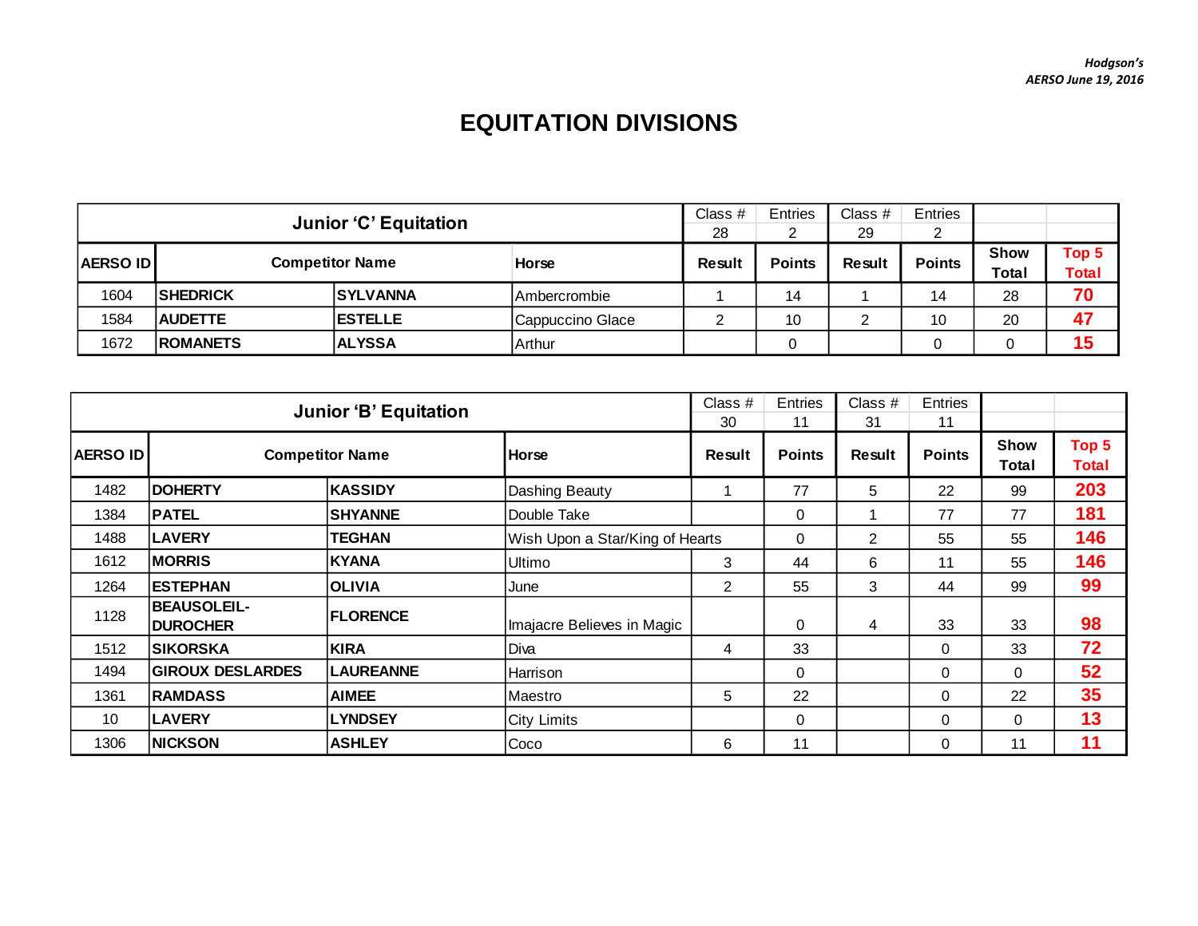*Hodgson's*
*AERSO June 19, 2016*

# EQUITATION DIVISIONS

| Junior 'C' Equitation | | | | Class # 28 | Entries 2 | Class # 29 | Entries 2 | | |
|---|---|---|---|---|---|---|---|---|---|
| AERSO ID | Competitor Name | | Horse | Result | Points | Result | Points | Show Total | Top 5 Total |
| 1604 | SHEDRICK | SYLVANNA | Ambercrombie | 1 | 14 | 1 | 14 | 28 | 70 |
| 1584 | AUDETTE | ESTELLE | Cappuccino Glace | 2 | 10 | 2 | 10 | 20 | 47 |
| 1672 | ROMANETS | ALYSSA | Arthur | | 0 | | 0 | 0 | 15 |

| Junior 'B' Equitation | | | | Class # 30 | Entries 11 | Class # 31 | Entries 11 | | |
|---|---|---|---|---|---|---|---|---|---|
| AERSO ID | Competitor Name | | Horse | Result | Points | Result | Points | Show Total | Top 5 Total |
| 1482 | DOHERTY | KASSIDY | Dashing Beauty | 1 | 77 | 5 | 22 | 99 | 203 |
| 1384 | PATEL | SHYANNE | Double Take | | 0 | 1 | 77 | 77 | 181 |
| 1488 | LAVERY | TEGHAN | Wish Upon a Star/King of Hearts | | 0 | 2 | 55 | 55 | 146 |
| 1612 | MORRIS | KYANA | Ultimo | 3 | 44 | 6 | 11 | 55 | 146 |
| 1264 | ESTEPHAN | OLIVIA | June | 2 | 55 | 3 | 44 | 99 | 99 |
| 1128 | BEAUSOLEIL-DUROCHER | FLORENCE | Imajacre Believes in Magic | | 0 | 4 | 33 | 33 | 98 |
| 1512 | SIKORSKA | KIRA | Diva | 4 | 33 | | 0 | 33 | 72 |
| 1494 | GIROUX DESLARDES | LAUREANNE | Harrison | | 0 | | 0 | 0 | 52 |
| 1361 | RAMDASS | AIMEE | Maestro | 5 | 22 | | 0 | 22 | 35 |
| 10 | LAVERY | LYNDSEY | City Limits | | 0 | | 0 | 0 | 13 |
| 1306 | NICKSON | ASHLEY | Coco | 6 | 11 | | 0 | 11 | 11 |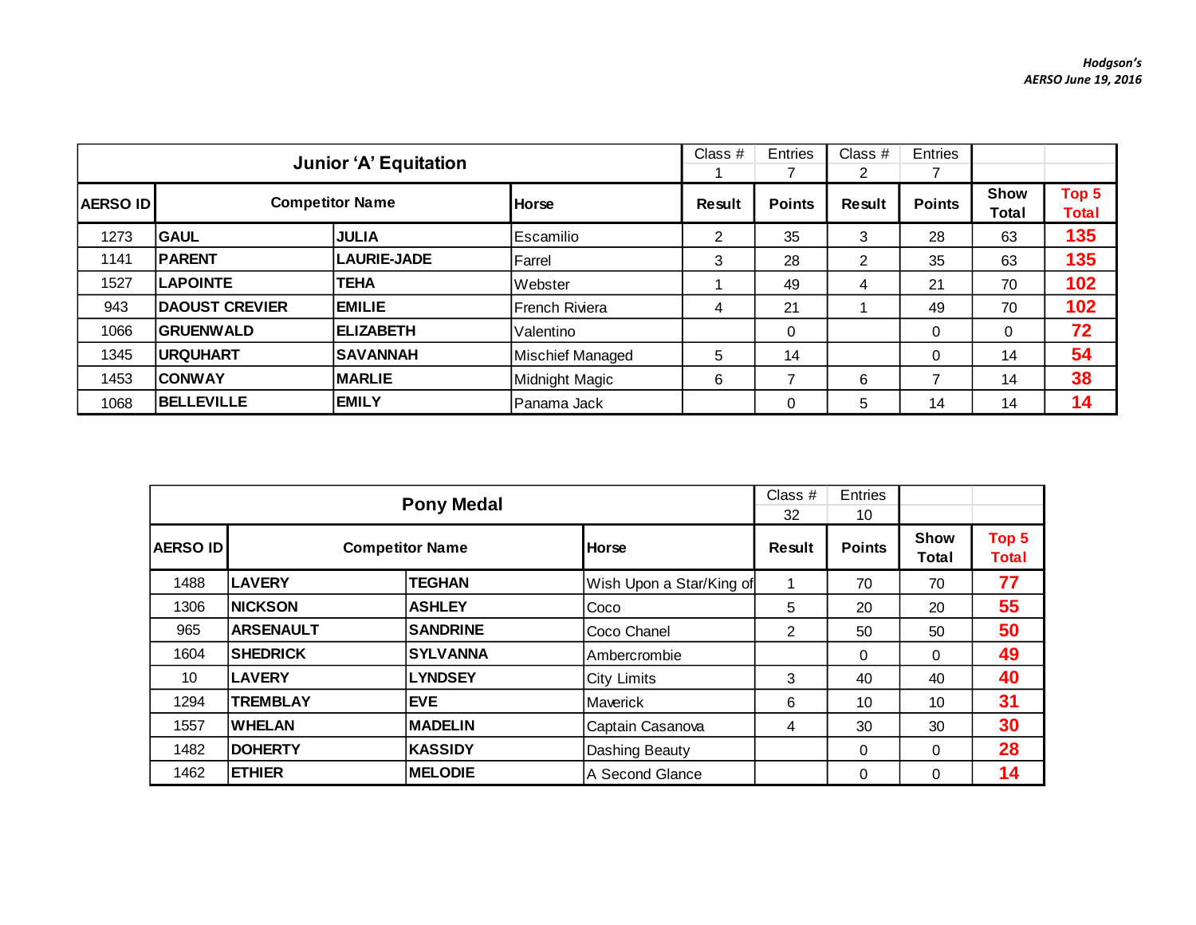Hodgson's
AERSO June 19, 2016

| Junior 'A' Equitation | | | | Class # | Entries | Class # | Entries | | |
|---|---|---|---|---|---|---|---|---|---|
| | | | | 1 | 7 | 2 | 7 | | |
| AERSO ID | Competitor Name | | Horse | Result | Points | Result | Points | Show Total | Top 5 Total |
| 1273 | GAUL | JULIA | Escamilio | 2 | 35 | 3 | 28 | 63 | 135 |
| 1141 | PARENT | LAURIE-JADE | Farrel | 3 | 28 | 2 | 35 | 63 | 135 |
| 1527 | LAPOINTE | TEHA | Webster | 1 | 49 | 4 | 21 | 70 | 102 |
| 943 | DAOUST CREVIER | EMILIE | French Riviera | 4 | 21 | 1 | 49 | 70 | 102 |
| 1066 | GRUENWALD | ELIZABETH | Valentino | | 0 | | 0 | 0 | 72 |
| 1345 | URQUHART | SAVANNAH | Mischief Managed | 5 | 14 | | 0 | 14 | 54 |
| 1453 | CONWAY | MARLIE | Midnight Magic | 6 | 7 | 6 | 7 | 14 | 38 |
| 1068 | BELLEVILLE | EMILY | Panama Jack | | 0 | 5 | 14 | 14 | 14 |

| Pony Medal | | | | Class # | Entries | | |
|---|---|---|---|---|---|---|---|
| | | | | 32 | 10 | | |
| AERSO ID | Competitor Name | | Horse | Result | Points | Show Total | Top 5 Total |
| 1488 | LAVERY | TEGHAN | Wish Upon a Star/King of | 1 | 70 | 70 | 77 |
| 1306 | NICKSON | ASHLEY | Coco | 5 | 20 | 20 | 55 |
| 965 | ARSENAULT | SANDRINE | Coco Chanel | 2 | 50 | 50 | 50 |
| 1604 | SHEDRICK | SYLVANNA | Ambercrombie | | 0 | 0 | 49 |
| 10 | LAVERY | LYNDSEY | City Limits | 3 | 40 | 40 | 40 |
| 1294 | TREMBLAY | EVE | Maverick | 6 | 10 | 10 | 31 |
| 1557 | WHELAN | MADELIN | Captain Casanova | 4 | 30 | 30 | 30 |
| 1482 | DOHERTY | KASSIDY | Dashing Beauty | | 0 | 0 | 28 |
| 1462 | ETHIER | MELODIE | A Second Glance | | 0 | 0 | 14 |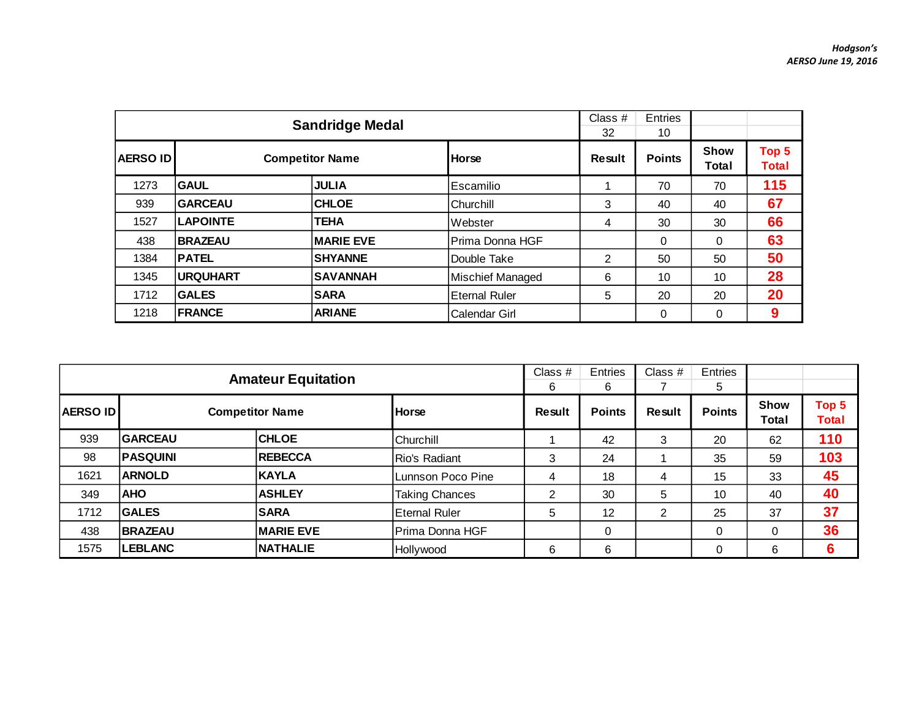Hodgson's
AERSO June 19, 2016

| Sandridge Medal | | | | Class # 32 | Entries 10 | | |
|---|---|---|---|---|---|---|---|
| **AERSO ID** | **Competitor Name** | | **Horse** | **Result** | **Points** | **Show Total** | **Top 5 Total** |
| 1273 | **GAUL** | **JULIA** | Escamilio | 1 | 70 | 70 | **115** |
| 939 | **GARCEAU** | **CHLOE** | Churchill | 3 | 40 | 40 | **67** |
| 1527 | **LAPOINTE** | **TEHA** | Webster | 4 | 30 | 30 | **66** |
| 438 | **BRAZEAU** | **MARIE EVE** | Prima Donna HGF | | 0 | 0 | **63** |
| 1384 | **PATEL** | **SHYANNE** | Double Take | 2 | 50 | 50 | **50** |
| 1345 | **URQUHART** | **SAVANNAH** | Mischief Managed | 6 | 10 | 10 | **28** |
| 1712 | **GALES** | **SARA** | Eternal Ruler | 5 | 20 | 20 | **20** |
| 1218 | **FRANCE** | **ARIANE** | Calendar Girl | | 0 | 0 | **9** |

| Amateur Equitation | | | | Class # 6 | Entries 6 | Class # 7 | Entries 5 | | |
|---|---|---|---|---|---|---|---|---|---|
| **AERSO ID** | **Competitor Name** | | **Horse** | **Result** | **Points** | **Result** | **Points** | **Show Total** | **Top 5 Total** |
| 939 | **GARCEAU** | **CHLOE** | Churchill | 1 | 42 | 3 | 20 | 62 | **110** |
| 98 | **PASQUINI** | **REBECCA** | Rio's Radiant | 3 | 24 | 1 | 35 | 59 | **103** |
| 1621 | **ARNOLD** | **KAYLA** | Lunnson Poco Pine | 4 | 18 | 4 | 15 | 33 | **45** |
| 349 | **AHO** | **ASHLEY** | Taking Chances | 2 | 30 | 5 | 10 | 40 | **40** |
| 1712 | **GALES** | **SARA** | Eternal Ruler | 5 | 12 | 2 | 25 | 37 | **37** |
| 438 | **BRAZEAU** | **MARIE EVE** | Prima Donna HGF | | 0 | | 0 | 0 | **36** |
| 1575 | **LEBLANC** | **NATHALIE** | Hollywood | 6 | 6 | | 0 | 6 | **6** |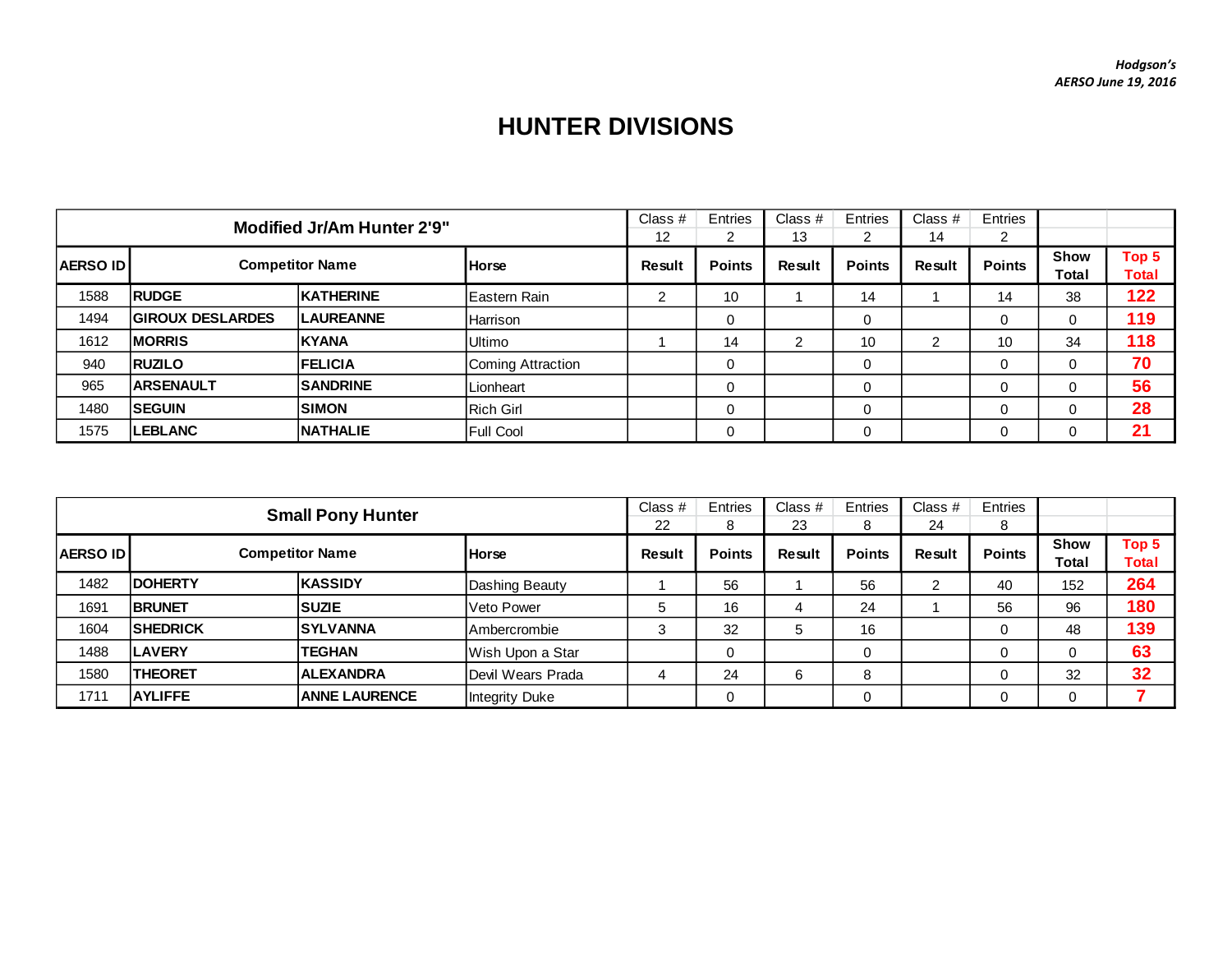*Hodgson's*
*AERSO June 19, 2016*

# HUNTER DIVISIONS

| Modified Jr/Am Hunter 2'9" | | | | Class # 12 | Entries 2 | Class # 13 | Entries 2 | Class # 14 | Entries 2 | | |
|---|---|---|---|---|---|---|---|---|---|---|---|
| **AERSO ID** | **Competitor Name** | | **Horse** | **Result** | **Points** | **Result** | **Points** | **Result** | **Points** | **Show Total** | **Top 5 Total** |
| 1588 | **RUDGE** | **KATHERINE** | Eastern Rain | 2 | 10 | 1 | 14 | 1 | 14 | 38 | **122** |
| 1494 | **GIROUX DESLARDES** | **LAUREANNE** | Harrison | | 0 | | 0 | | 0 | 0 | **119** |
| 1612 | **MORRIS** | **KYANA** | Ultimo | 1 | 14 | 2 | 10 | 2 | 10 | 34 | **118** |
| 940 | **RUZILO** | **FELICIA** | Coming Attraction | | 0 | | 0 | | 0 | 0 | **70** |
| 965 | **ARSENAULT** | **SANDRINE** | Lionheart | | 0 | | 0 | | 0 | 0 | **56** |
| 1480 | **SEGUIN** | **SIMON** | Rich Girl | | 0 | | 0 | | 0 | 0 | **28** |
| 1575 | **LEBLANC** | **NATHALIE** | Full Cool | | 0 | | 0 | | 0 | 0 | **21** |

| Small Pony Hunter | | | | Class # 22 | Entries 8 | Class # 23 | Entries 8 | Class # 24 | Entries 8 | | |
|---|---|---|---|---|---|---|---|---|---|---|---|
| **AERSO ID** | **Competitor Name** | | **Horse** | **Result** | **Points** | **Result** | **Points** | **Result** | **Points** | **Show Total** | **Top 5 Total** |
| 1482 | **DOHERTY** | **KASSIDY** | Dashing Beauty | 1 | 56 | 1 | 56 | 2 | 40 | 152 | **264** |
| 1691 | **BRUNET** | **SUZIE** | Veto Power | 5 | 16 | 4 | 24 | 1 | 56 | 96 | **180** |
| 1604 | **SHEDRICK** | **SYLVANNA** | Ambercrombie | 3 | 32 | 5 | 16 | | 0 | 48 | **139** |
| 1488 | **LAVERY** | **TEGHAN** | Wish Upon a Star | | 0 | | 0 | | 0 | 0 | **63** |
| 1580 | **THEORET** | **ALEXANDRA** | Devil Wears Prada | 4 | 24 | 6 | 8 | | 0 | 32 | **32** |
| 1711 | **AYLIFFE** | **ANNE LAURENCE** | Integrity Duke | | 0 | | 0 | | 0 | 0 | **7** |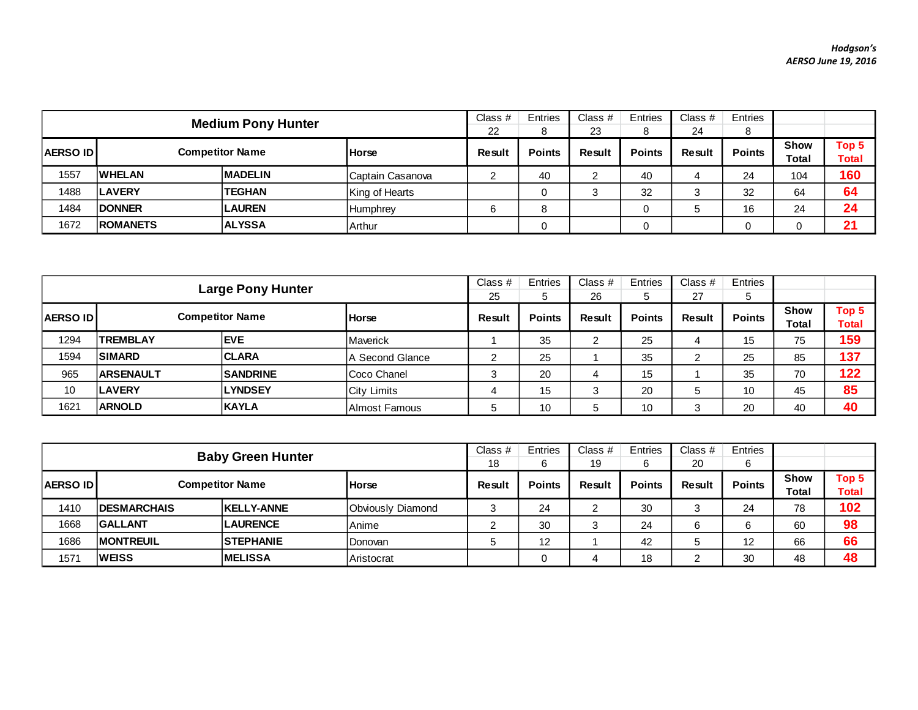*Hodgson's*
*AERSO June 19, 2016*

| Medium Pony Hunter | | | | Class # 22 | Entries 8 | Class # 23 | Entries 8 | Class # 24 | Entries 8 | | |
|---|---|---|---|---|---|---|---|---|---|---|---|
| **AERSO ID** | **Competitor Name** | | **Horse** | **Result** | **Points** | **Result** | **Points** | **Result** | **Points** | **Show Total** | **Top 5 Total** |
| 1557 | **WHELAN** | **MADELIN** | Captain Casanova | 2 | 40 | 2 | 40 | 4 | 24 | 104 | **160** |
| 1488 | **LAVERY** | **TEGHAN** | King of Hearts | | 0 | 3 | 32 | 3 | 32 | 64 | **64** |
| 1484 | **DONNER** | **LAUREN** | Humphrey | 6 | 8 | | 0 | 5 | 16 | 24 | **24** |
| 1672 | **ROMANETS** | **ALYSSA** | Arthur | | 0 | | 0 | | 0 | 0 | **21** |

| Large Pony Hunter | | | | Class # 25 | Entries 5 | Class # 26 | Entries 5 | Class # 27 | Entries 5 | | |
|---|---|---|---|---|---|---|---|---|---|---|---|
| **AERSO ID** | **Competitor Name** | | **Horse** | **Result** | **Points** | **Result** | **Points** | **Result** | **Points** | **Show Total** | **Top 5 Total** |
| 1294 | **TREMBLAY** | **EVE** | Maverick | 1 | 35 | 2 | 25 | 4 | 15 | 75 | **159** |
| 1594 | **SIMARD** | **CLARA** | A Second Glance | 2 | 25 | 1 | 35 | 2 | 25 | 85 | **137** |
| 965 | **ARSENAULT** | **SANDRINE** | Coco Chanel | 3 | 20 | 4 | 15 | 1 | 35 | 70 | **122** |
| 10 | **LAVERY** | **LYNDSEY** | City Limits | 4 | 15 | 3 | 20 | 5 | 10 | 45 | **85** |
| 1621 | **ARNOLD** | **KAYLA** | Almost Famous | 5 | 10 | 5 | 10 | 3 | 20 | 40 | **40** |

| Baby Green Hunter | | | | Class # 18 | Entries 6 | Class # 19 | Entries 6 | Class # 20 | Entries 6 | | |
|---|---|---|---|---|---|---|---|---|---|---|---|
| **AERSO ID** | **Competitor Name** | | **Horse** | **Result** | **Points** | **Result** | **Points** | **Result** | **Points** | **Show Total** | **Top 5 Total** |
| 1410 | **DESMARCHAIS** | **KELLY-ANNE** | Obviously Diamond | 3 | 24 | 2 | 30 | 3 | 24 | 78 | **102** |
| 1668 | **GALLANT** | **LAURENCE** | Anime | 2 | 30 | 3 | 24 | 6 | 6 | 60 | **98** |
| 1686 | **MONTREUIL** | **STEPHANIE** | Donovan | 5 | 12 | 1 | 42 | 5 | 12 | 66 | **66** |
| 1571 | **WEISS** | **MELISSA** | Aristocrat | | 0 | 4 | 18 | 2 | 30 | 48 | **48** |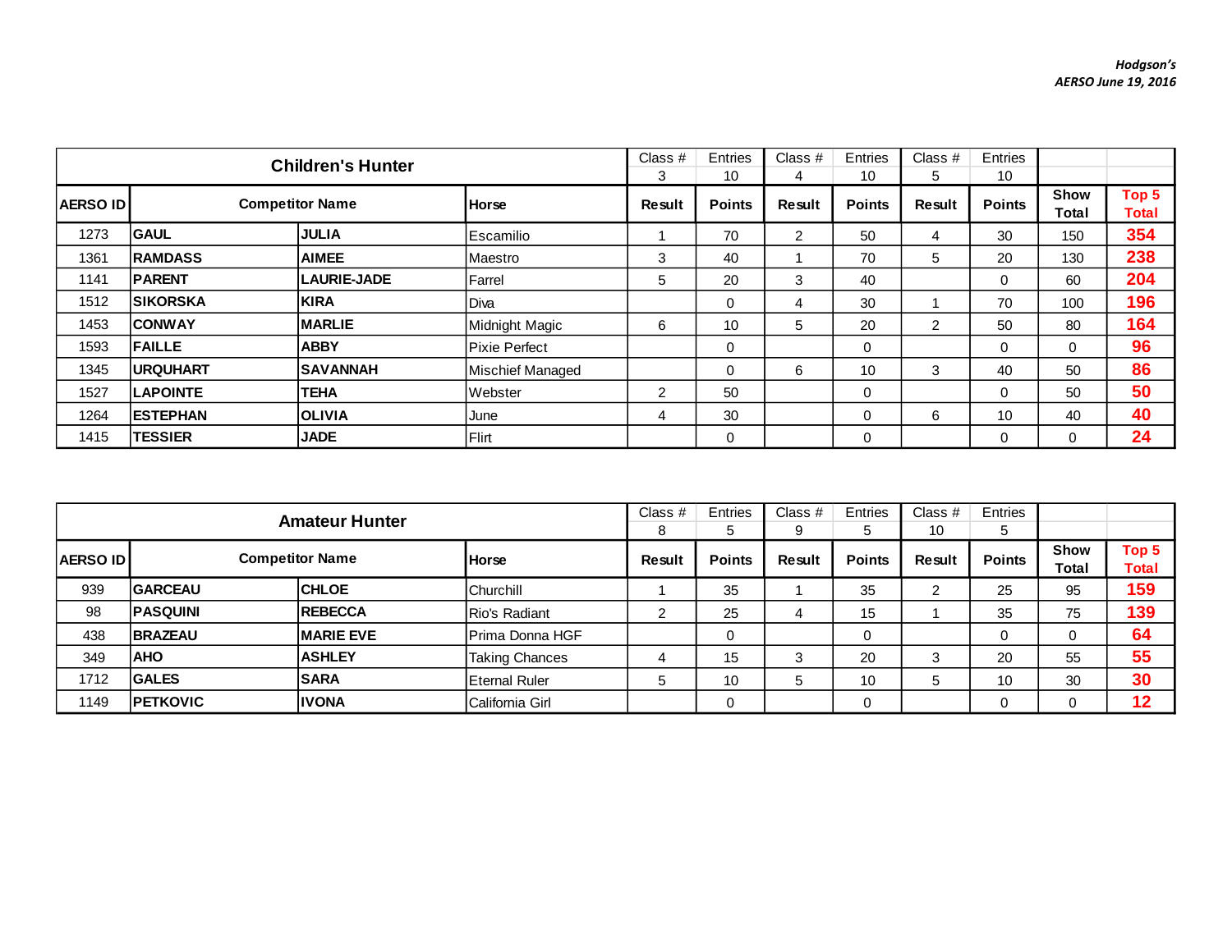*Hodgson's*
*AERSO June 19, 2016*

| Children's Hunter | | | | Class # 3 | Entries 10 | Class # 4 | Entries 10 | Class # 5 | Entries 10 | | |
|---|---|---|---|---|---|---|---|---|---|---|---|
| **AERSO ID** | **Competitor Name** | | **Horse** | **Result** | **Points** | **Result** | **Points** | **Result** | **Points** | **Show Total** | **Top 5 Total** |
| 1273 | **GAUL** | **JULIA** | Escamilio | 1 | 70 | 2 | 50 | 4 | 30 | 150 | **354** |
| 1361 | **RAMDASS** | **AIMEE** | Maestro | 3 | 40 | 1 | 70 | 5 | 20 | 130 | **238** |
| 1141 | **PARENT** | **LAURIE-JADE** | Farrel | 5 | 20 | 3 | 40 | | 0 | 60 | **204** |
| 1512 | **SIKORSKA** | **KIRA** | Diva | | 0 | 4 | 30 | 1 | 70 | 100 | **196** |
| 1453 | **CONWAY** | **MARLIE** | Midnight Magic | 6 | 10 | 5 | 20 | 2 | 50 | 80 | **164** |
| 1593 | **FAILLE** | **ABBY** | Pixie Perfect | | 0 | | 0 | | 0 | 0 | **96** |
| 1345 | **URQUHART** | **SAVANNAH** | Mischief Managed | | 0 | 6 | 10 | 3 | 40 | 50 | **86** |
| 1527 | **LAPOINTE** | **TEHA** | Webster | 2 | 50 | | 0 | | 0 | 50 | **50** |
| 1264 | **ESTEPHAN** | **OLIVIA** | June | 4 | 30 | | 0 | 6 | 10 | 40 | **40** |
| 1415 | **TESSIER** | **JADE** | Flirt | | 0 | | 0 | | 0 | 0 | **24** |

| Amateur Hunter | | | | Class # 8 | Entries 5 | Class # 9 | Entries 5 | Class # 10 | Entries 5 | | |
|---|---|---|---|---|---|---|---|---|---|---|---|
| **AERSO ID** | **Competitor Name** | | **Horse** | **Result** | **Points** | **Result** | **Points** | **Result** | **Points** | **Show Total** | **Top 5 Total** |
| 939 | **GARCEAU** | **CHLOE** | Churchill | 1 | 35 | 1 | 35 | 2 | 25 | 95 | **159** |
| 98 | **PASQUINI** | **REBECCA** | Rio's Radiant | 2 | 25 | 4 | 15 | 1 | 35 | 75 | **139** |
| 438 | **BRAZEAU** | **MARIE EVE** | Prima Donna HGF | | 0 | | 0 | | 0 | 0 | **64** |
| 349 | **AHO** | **ASHLEY** | Taking Chances | 4 | 15 | 3 | 20 | 3 | 20 | 55 | **55** |
| 1712 | **GALES** | **SARA** | Eternal Ruler | 5 | 10 | 5 | 10 | 5 | 10 | 30 | **30** |
| 1149 | **PETKOVIC** | **IVONA** | California Girl | | 0 | | 0 | | 0 | 0 | **12** |